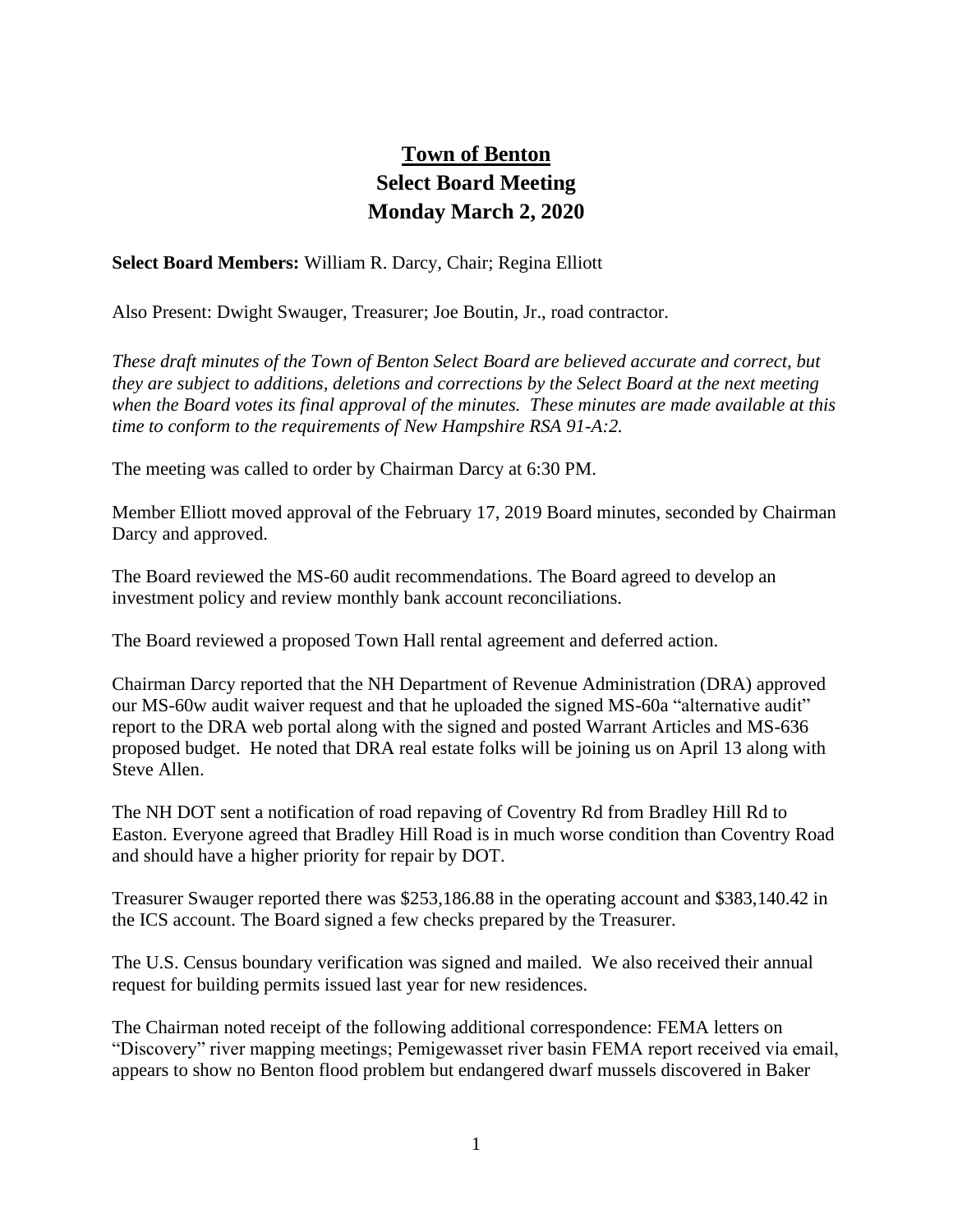# Town of Benton
## Select Board Meeting
## Monday March 2, 2020

**Select Board Members:** William R. Darcy, Chair; Regina Elliott

Also Present: Dwight Swauger, Treasurer; Joe Boutin, Jr., road contractor.

*These draft minutes of the Town of Benton Select Board are believed accurate and correct, but they are subject to additions, deletions and corrections by the Select Board at the next meeting when the Board votes its final approval of the minutes. These minutes are made available at this time to conform to the requirements of New Hampshire RSA 91-A:2.*

The meeting was called to order by Chairman Darcy at 6:30 PM.

Member Elliott moved approval of the February 17, 2019 Board minutes, seconded by Chairman Darcy and approved.

The Board reviewed the MS-60 audit recommendations. The Board agreed to develop an investment policy and review monthly bank account reconciliations.

The Board reviewed a proposed Town Hall rental agreement and deferred action.

Chairman Darcy reported that the NH Department of Revenue Administration (DRA) approved our MS-60w audit waiver request and that he uploaded the signed MS-60a "alternative audit" report to the DRA web portal along with the signed and posted Warrant Articles and MS-636 proposed budget. He noted that DRA real estate folks will be joining us on April 13 along with Steve Allen.

The NH DOT sent a notification of road repaving of Coventry Rd from Bradley Hill Rd to Easton. Everyone agreed that Bradley Hill Road is in much worse condition than Coventry Road and should have a higher priority for repair by DOT.

Treasurer Swauger reported there was $253,186.88 in the operating account and $383,140.42 in the ICS account. The Board signed a few checks prepared by the Treasurer.

The U.S. Census boundary verification was signed and mailed. We also received their annual request for building permits issued last year for new residences.

The Chairman noted receipt of the following additional correspondence: FEMA letters on "Discovery" river mapping meetings; Pemigewasset river basin FEMA report received via email, appears to show no Benton flood problem but endangered dwarf mussels discovered in Baker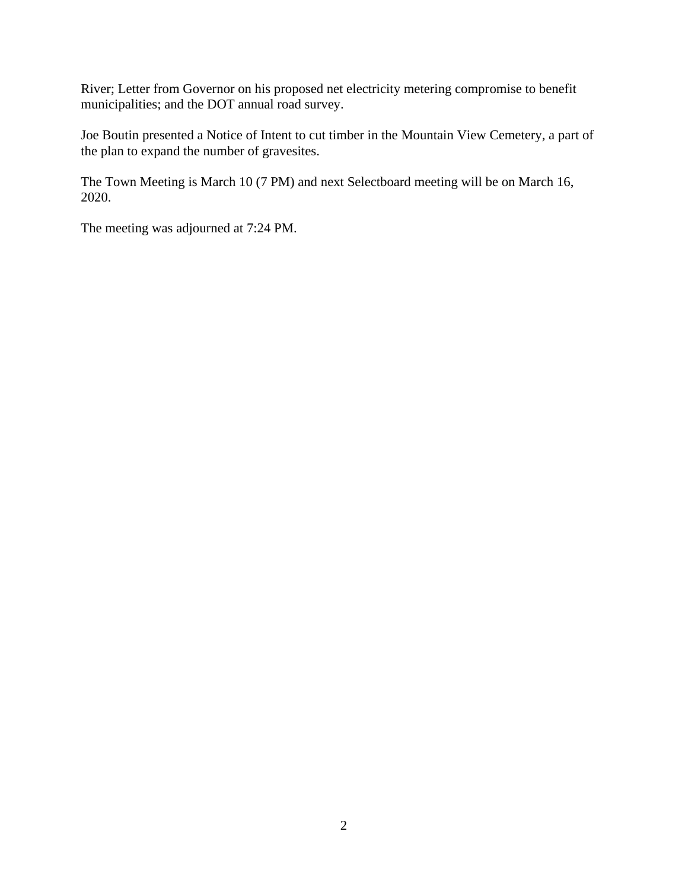River; Letter from Governor on his proposed net electricity metering compromise to benefit municipalities; and the DOT annual road survey.

Joe Boutin presented a Notice of Intent to cut timber in the Mountain View Cemetery, a part of the plan to expand the number of gravesites.

The Town Meeting is March 10 (7 PM) and next Selectboard meeting will be on March 16, 2020.

The meeting was adjourned at 7:24 PM.